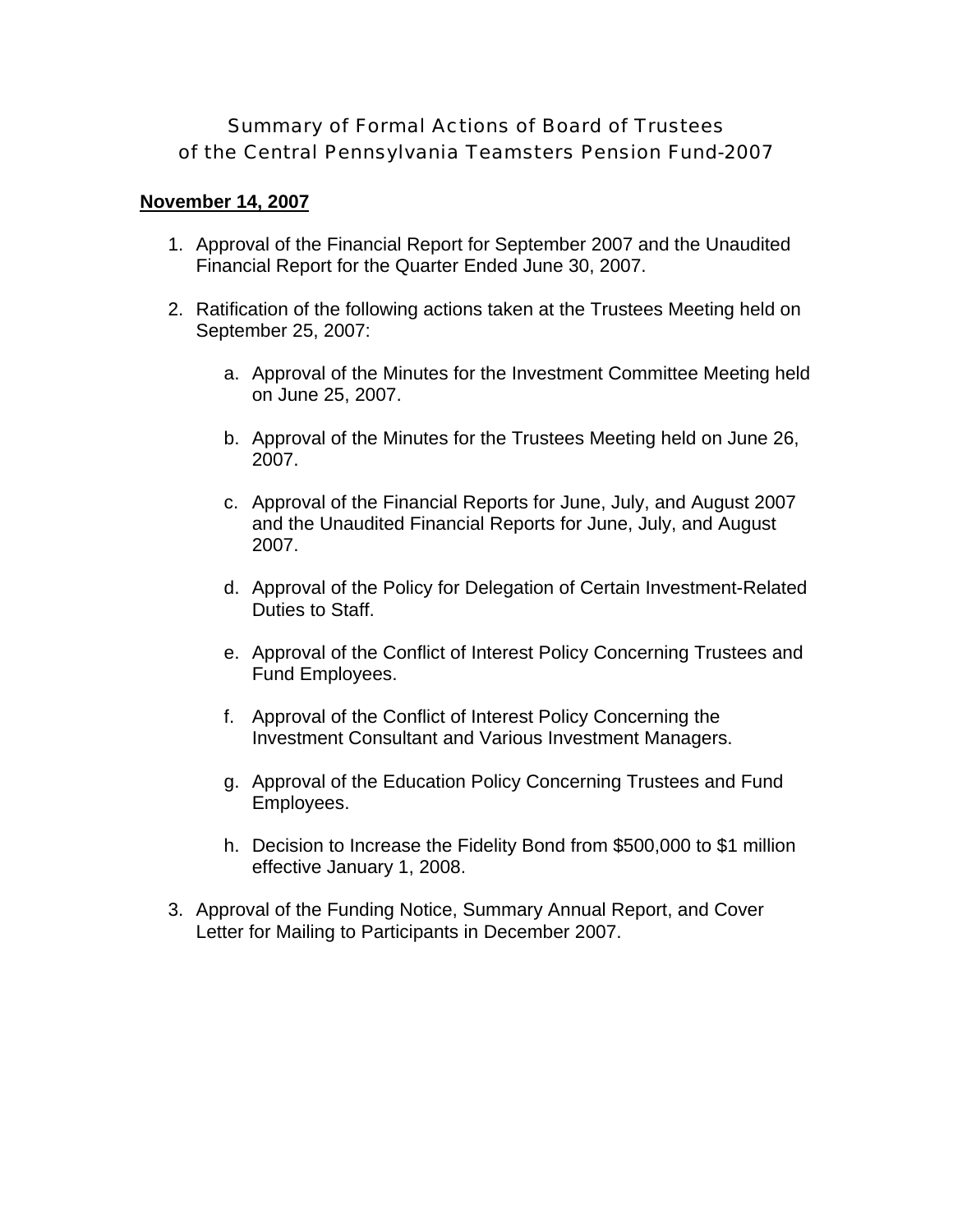# Summary of Formal Actions of Board of Trustees of the Central Pennsylvania Teamsters Pension Fund-2007

**November 14, 2007**

1. Approval of the Financial Report for September 2007 and the Unaudited Financial Report for the Quarter Ended June 30, 2007.

2. Ratification of the following actions taken at the Trustees Meeting held on September 25, 2007:

   a. Approval of the Minutes for the Investment Committee Meeting held on June 25, 2007.

   b. Approval of the Minutes for the Trustees Meeting held on June 26, 2007.

   c. Approval of the Financial Reports for June, July, and August 2007 and the Unaudited Financial Reports for June, July, and August 2007.

   d. Approval of the Policy for Delegation of Certain Investment-Related Duties to Staff.

   e. Approval of the Conflict of Interest Policy Concerning Trustees and Fund Employees.

   f. Approval of the Conflict of Interest Policy Concerning the Investment Consultant and Various Investment Managers.

   g. Approval of the Education Policy Concerning Trustees and Fund Employees.

   h. Decision to Increase the Fidelity Bond from $500,000 to $1 million effective January 1, 2008.

3. Approval of the Funding Notice, Summary Annual Report, and Cover Letter for Mailing to Participants in December 2007.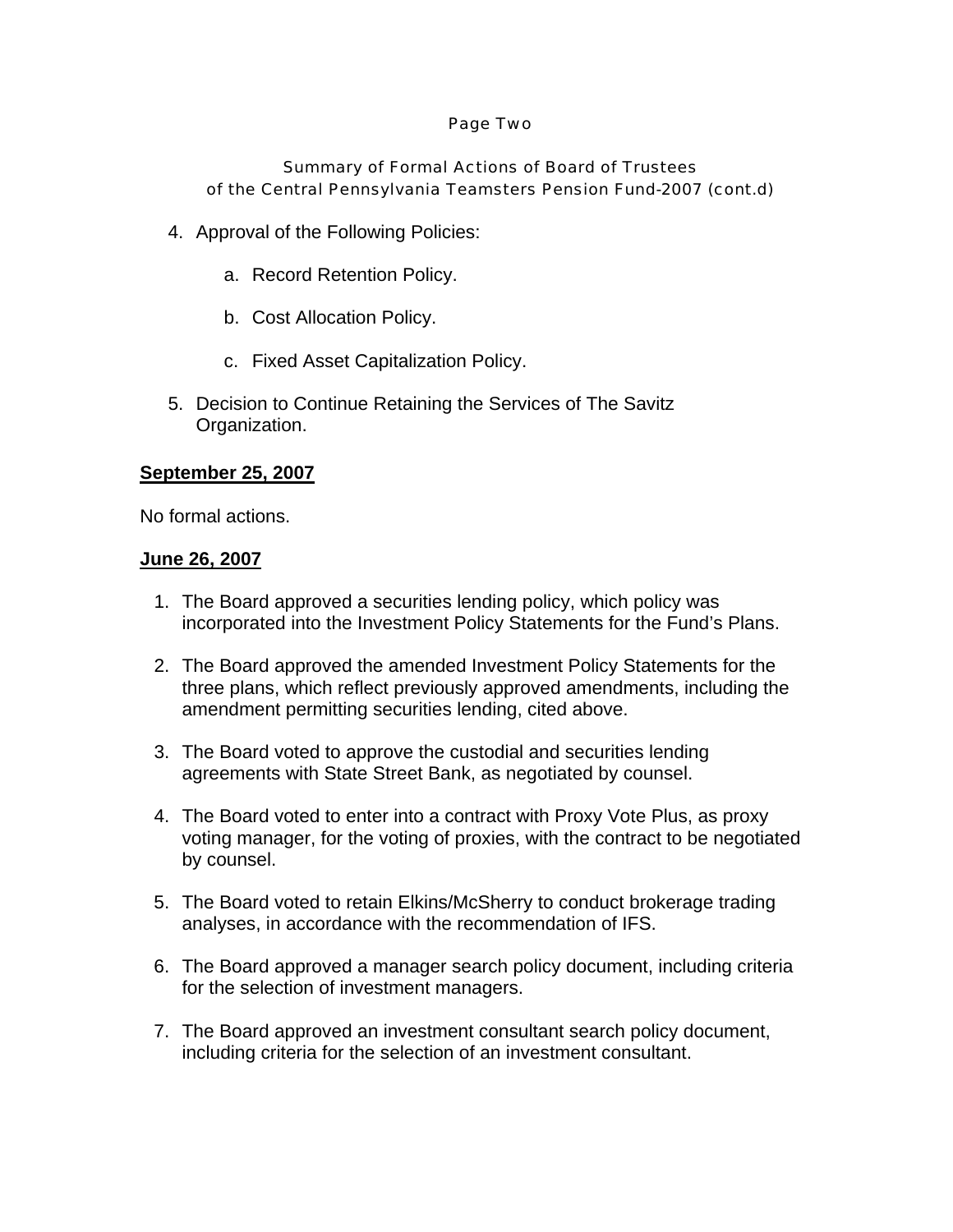Summary of Formal Actions of Board of Trustees of the Central Pennsylvania Teamsters Pension Fund-2007 (cont.d)

4. Approval of the Following Policies:

    a. Record Retention Policy.

    b. Cost Allocation Policy.

    c. Fixed Asset Capitalization Policy.

5. Decision to Continue Retaining the Services of The Savitz Organization.

**September 25, 2007**

No formal actions.

**June 26, 2007**

1. The Board approved a securities lending policy, which policy was incorporated into the Investment Policy Statements for the Fund's Plans.

2. The Board approved the amended Investment Policy Statements for the three plans, which reflect previously approved amendments, including the amendment permitting securities lending, cited above.

3. The Board voted to approve the custodial and securities lending agreements with State Street Bank, as negotiated by counsel.

4. The Board voted to enter into a contract with Proxy Vote Plus, as proxy voting manager, for the voting of proxies, with the contract to be negotiated by counsel.

5. The Board voted to retain Elkins/McSherry to conduct brokerage trading analyses, in accordance with the recommendation of IFS.

6. The Board approved a manager search policy document, including criteria for the selection of investment managers.

7. The Board approved an investment consultant search policy document, including criteria for the selection of an investment consultant.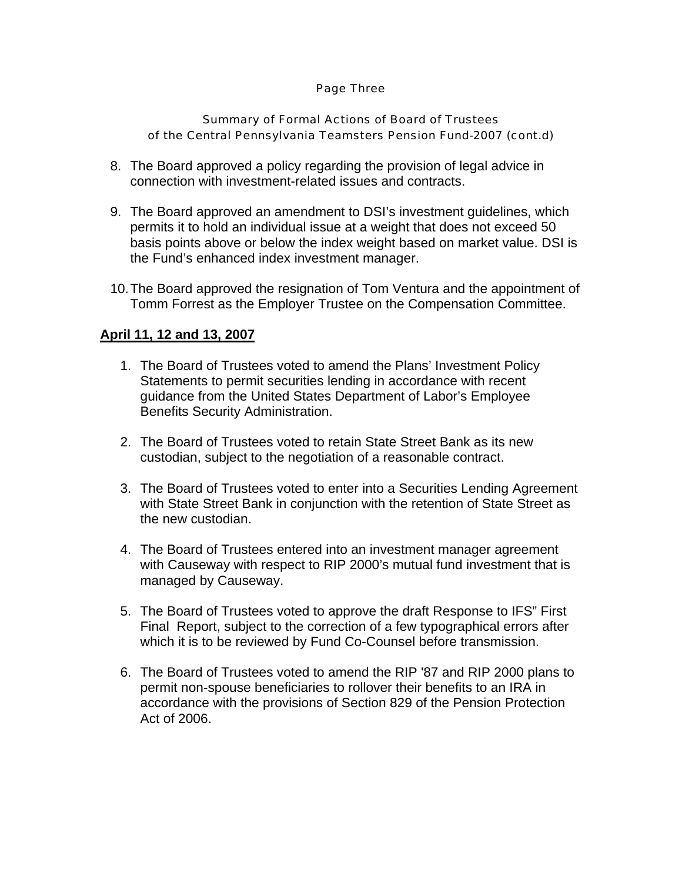Summary of Formal Actions of Board of Trustees
of the Central Pennsylvania Teamsters Pension Fund-2007 (cont.d)

8. The Board approved a policy regarding the provision of legal advice in connection with investment-related issues and contracts.

9. The Board approved an amendment to DSI's investment guidelines, which permits it to hold an individual issue at a weight that does not exceed 50 basis points above or below the index weight based on market value. DSI is the Fund's enhanced index investment manager.

10. The Board approved the resignation of Tom Ventura and the appointment of Tomm Forrest as the Employer Trustee on the Compensation Committee.

**<u>April 11, 12 and 13, 2007</u>**

1. The Board of Trustees voted to amend the Plans' Investment Policy Statements to permit securities lending in accordance with recent guidance from the United States Department of Labor's Employee Benefits Security Administration.

2. The Board of Trustees voted to retain State Street Bank as its new custodian, subject to the negotiation of a reasonable contract.

3. The Board of Trustees voted to enter into a Securities Lending Agreement with State Street Bank in conjunction with the retention of State Street as the new custodian.

4. The Board of Trustees entered into an investment manager agreement with Causeway with respect to RIP 2000's mutual fund investment that is managed by Causeway.

5. The Board of Trustees voted to approve the draft Response to IFS" First Final Report, subject to the correction of a few typographical errors after which it is to be reviewed by Fund Co-Counsel before transmission.

6. The Board of Trustees voted to amend the RIP '87 and RIP 2000 plans to permit non-spouse beneficiaries to rollover their benefits to an IRA in accordance with the provisions of Section 829 of the Pension Protection Act of 2006.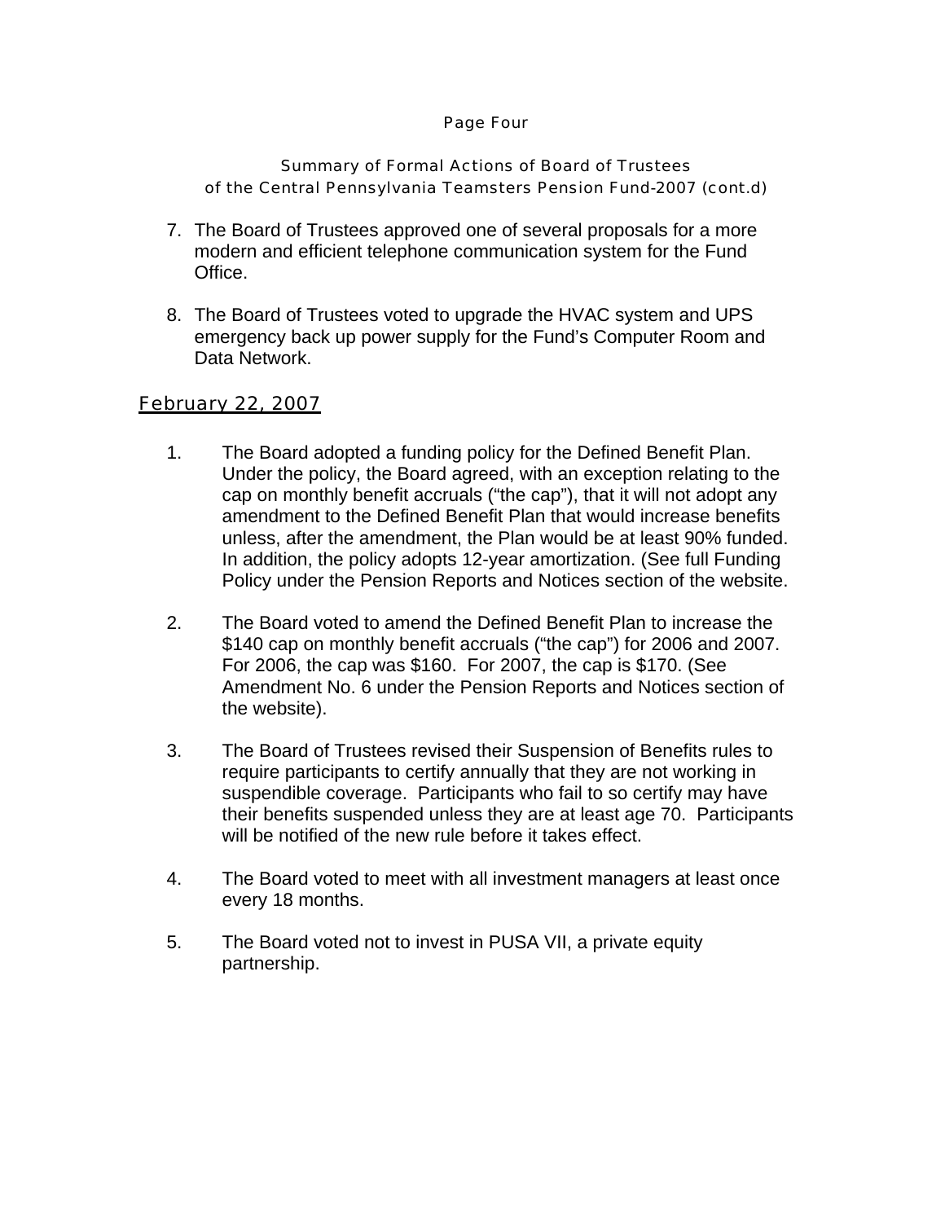Summary of Formal Actions of Board of Trustees
of the Central Pennsylvania Teamsters Pension Fund-2007 (cont.d)

7. The Board of Trustees approved one of several proposals for a more modern and efficient telephone communication system for the Fund Office.

8. The Board of Trustees voted to upgrade the HVAC system and UPS emergency back up power supply for the Fund's Computer Room and Data Network.

## February 22, 2007

1. The Board adopted a funding policy for the Defined Benefit Plan. Under the policy, the Board agreed, with an exception relating to the cap on monthly benefit accruals ("the cap"), that it will not adopt any amendment to the Defined Benefit Plan that would increase benefits unless, after the amendment, the Plan would be at least 90% funded. In addition, the policy adopts 12-year amortization. (See full Funding Policy under the Pension Reports and Notices section of the website.

2. The Board voted to amend the Defined Benefit Plan to increase the $140 cap on monthly benefit accruals ("the cap") for 2006 and 2007. For 2006, the cap was $160. For 2007, the cap is $170. (See Amendment No. 6 under the Pension Reports and Notices section of the website).

3. The Board of Trustees revised their Suspension of Benefits rules to require participants to certify annually that they are not working in suspendible coverage. Participants who fail to so certify may have their benefits suspended unless they are at least age 70. Participants will be notified of the new rule before it takes effect.

4. The Board voted to meet with all investment managers at least once every 18 months.

5. The Board voted not to invest in PUSA VII, a private equity partnership.